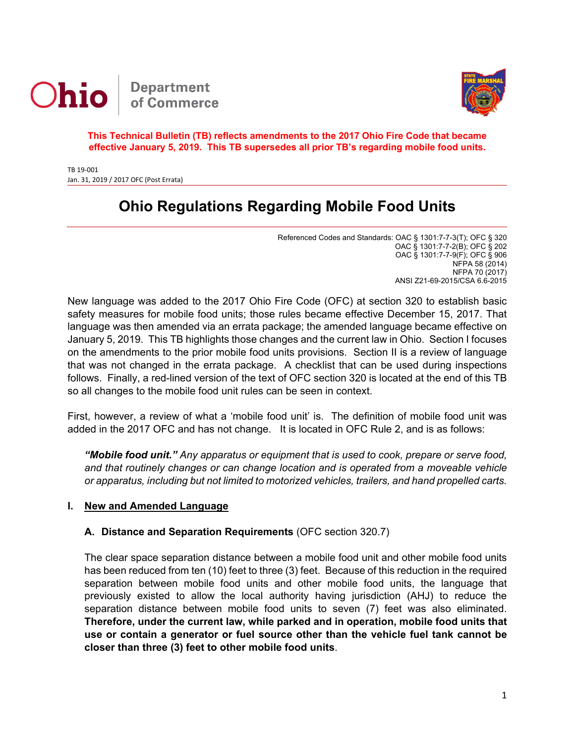Ohio | Department of Commerce

**This Technical Bulletin (TB) reflects amendments to the 2017 Ohio Fire Code that became effective January 5, 2019. This TB supersedes all prior TB's regarding mobile food units.**

TB 19-001
Jan. 31, 2019 / 2017 OFC (Post Errata)

# Ohio Regulations Regarding Mobile Food Units

Referenced Codes and Standards: OAC § 1301:7-7-3(T); OFC § 320
OAC § 1301:7-7-2(B); OFC § 202
OAC § 1301:7-7-9(F); OFC § 906
NFPA 58 (2014)
NFPA 70 (2017)
ANSI Z21-69-2015/CSA 6.6-2015

New language was added to the 2017 Ohio Fire Code (OFC) at section 320 to establish basic safety measures for mobile food units; those rules became effective December 15, 2017. That language was then amended via an errata package; the amended language became effective on January 5, 2019. This TB highlights those changes and the current law in Ohio. Section I focuses on the amendments to the prior mobile food units provisions. Section II is a review of language that was not changed in the errata package. A checklist that can be used during inspections follows. Finally, a red-lined version of the text of OFC section 320 is located at the end of this TB so all changes to the mobile food unit rules can be seen in context.

First, however, a review of what a 'mobile food unit' is. The definition of mobile food unit was added in the 2017 OFC and has not change. It is located in OFC Rule 2, and is as follows:

> ***"Mobile food unit."*** *Any apparatus or equipment that is used to cook, prepare or serve food, and that routinely changes or can change location and is operated from a moveable vehicle or apparatus, including but not limited to motorized vehicles, trailers, and hand propelled carts.*

## I. New and Amended Language

### A. Distance and Separation Requirements (OFC section 320.7)

The clear space separation distance between a mobile food unit and other mobile food units has been reduced from ten (10) feet to three (3) feet. Because of this reduction in the required separation between mobile food units and other mobile food units, the language that previously existed to allow the local authority having jurisdiction (AHJ) to reduce the separation distance between mobile food units to seven (7) feet was also eliminated. **Therefore, under the current law, while parked and in operation, mobile food units that use or contain a generator or fuel source other than the vehicle fuel tank cannot be closer than three (3) feet to other mobile food units**.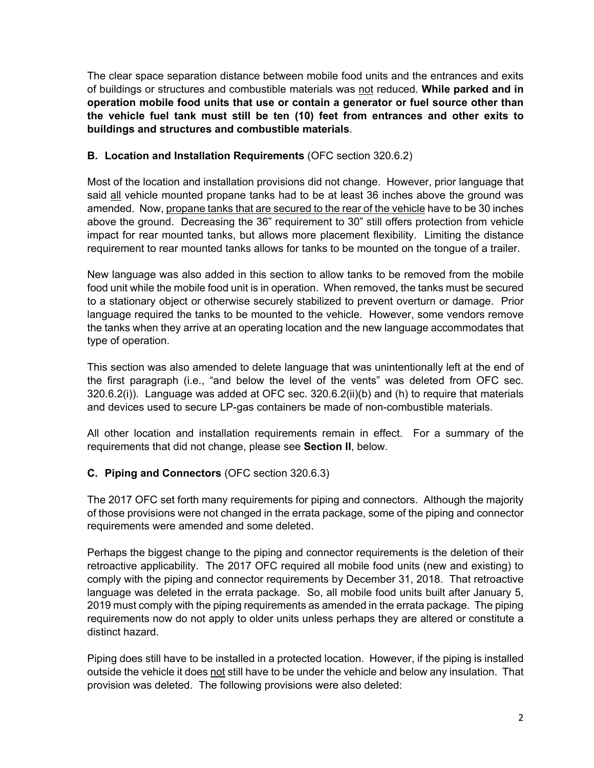The clear space separation distance between mobile food units and the entrances and exits of buildings or structures and combustible materials was <u>not</u> reduced. **While parked and in operation mobile food units that use or contain a generator or fuel source other than the vehicle fuel tank must still be ten (10) feet from entrances and other exits to buildings and structures and combustible materials**.

### B. Location and Installation Requirements (OFC section 320.6.2)

Most of the location and installation provisions did not change. However, prior language that said <u>all</u> vehicle mounted propane tanks had to be at least 36 inches above the ground was amended. Now, <u>propane tanks that are secured to the rear of the vehicle</u> have to be 30 inches above the ground. Decreasing the 36" requirement to 30" still offers protection from vehicle impact for rear mounted tanks, but allows more placement flexibility. Limiting the distance requirement to rear mounted tanks allows for tanks to be mounted on the tongue of a trailer.

New language was also added in this section to allow tanks to be removed from the mobile food unit while the mobile food unit is in operation. When removed, the tanks must be secured to a stationary object or otherwise securely stabilized to prevent overturn or damage. Prior language required the tanks to be mounted to the vehicle. However, some vendors remove the tanks when they arrive at an operating location and the new language accommodates that type of operation.

This section was also amended to delete language that was unintentionally left at the end of the first paragraph (i.e., "and below the level of the vents" was deleted from OFC sec. 320.6.2(i)). Language was added at OFC sec. 320.6.2(ii)(b) and (h) to require that materials and devices used to secure LP-gas containers be made of non-combustible materials.

All other location and installation requirements remain in effect. For a summary of the requirements that did not change, please see **Section II**, below.

### C. Piping and Connectors (OFC section 320.6.3)

The 2017 OFC set forth many requirements for piping and connectors. Although the majority of those provisions were not changed in the errata package, some of the piping and connector requirements were amended and some deleted.

Perhaps the biggest change to the piping and connector requirements is the deletion of their retroactive applicability. The 2017 OFC required all mobile food units (new and existing) to comply with the piping and connector requirements by December 31, 2018. That retroactive language was deleted in the errata package. So, all mobile food units built after January 5, 2019 must comply with the piping requirements as amended in the errata package. The piping requirements now do not apply to older units unless perhaps they are altered or constitute a distinct hazard.

Piping does still have to be installed in a protected location. However, if the piping is installed outside the vehicle it does <u>not</u> still have to be under the vehicle and below any insulation. That provision was deleted. The following provisions were also deleted: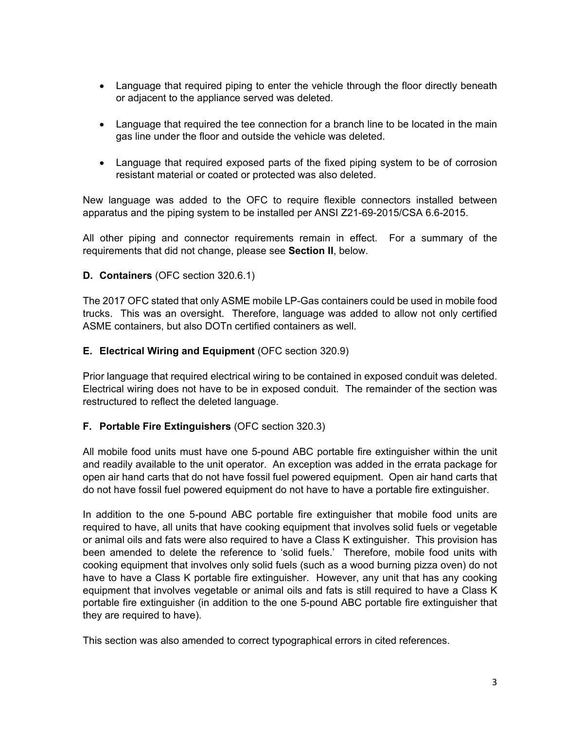- Language that required piping to enter the vehicle through the floor directly beneath or adjacent to the appliance served was deleted.

- Language that required the tee connection for a branch line to be located in the main gas line under the floor and outside the vehicle was deleted.

- Language that required exposed parts of the fixed piping system to be of corrosion resistant material or coated or protected was also deleted.

New language was added to the OFC to require flexible connectors installed between apparatus and the piping system to be installed per ANSI Z21-69-2015/CSA 6.6-2015.

All other piping and connector requirements remain in effect. For a summary of the requirements that did not change, please see **Section II**, below.

**D. Containers** (OFC section 320.6.1)

The 2017 OFC stated that only ASME mobile LP-Gas containers could be used in mobile food trucks. This was an oversight. Therefore, language was added to allow not only certified ASME containers, but also DOTn certified containers as well.

**E. Electrical Wiring and Equipment** (OFC section 320.9)

Prior language that required electrical wiring to be contained in exposed conduit was deleted. Electrical wiring does not have to be in exposed conduit. The remainder of the section was restructured to reflect the deleted language.

**F. Portable Fire Extinguishers** (OFC section 320.3)

All mobile food units must have one 5-pound ABC portable fire extinguisher within the unit and readily available to the unit operator. An exception was added in the errata package for open air hand carts that do not have fossil fuel powered equipment. Open air hand carts that do not have fossil fuel powered equipment do not have to have a portable fire extinguisher.

In addition to the one 5-pound ABC portable fire extinguisher that mobile food units are required to have, all units that have cooking equipment that involves solid fuels or vegetable or animal oils and fats were also required to have a Class K extinguisher. This provision has been amended to delete the reference to 'solid fuels.' Therefore, mobile food units with cooking equipment that involves only solid fuels (such as a wood burning pizza oven) do not have to have a Class K portable fire extinguisher. However, any unit that has any cooking equipment that involves vegetable or animal oils and fats is still required to have a Class K portable fire extinguisher (in addition to the one 5-pound ABC portable fire extinguisher that they are required to have).

This section was also amended to correct typographical errors in cited references.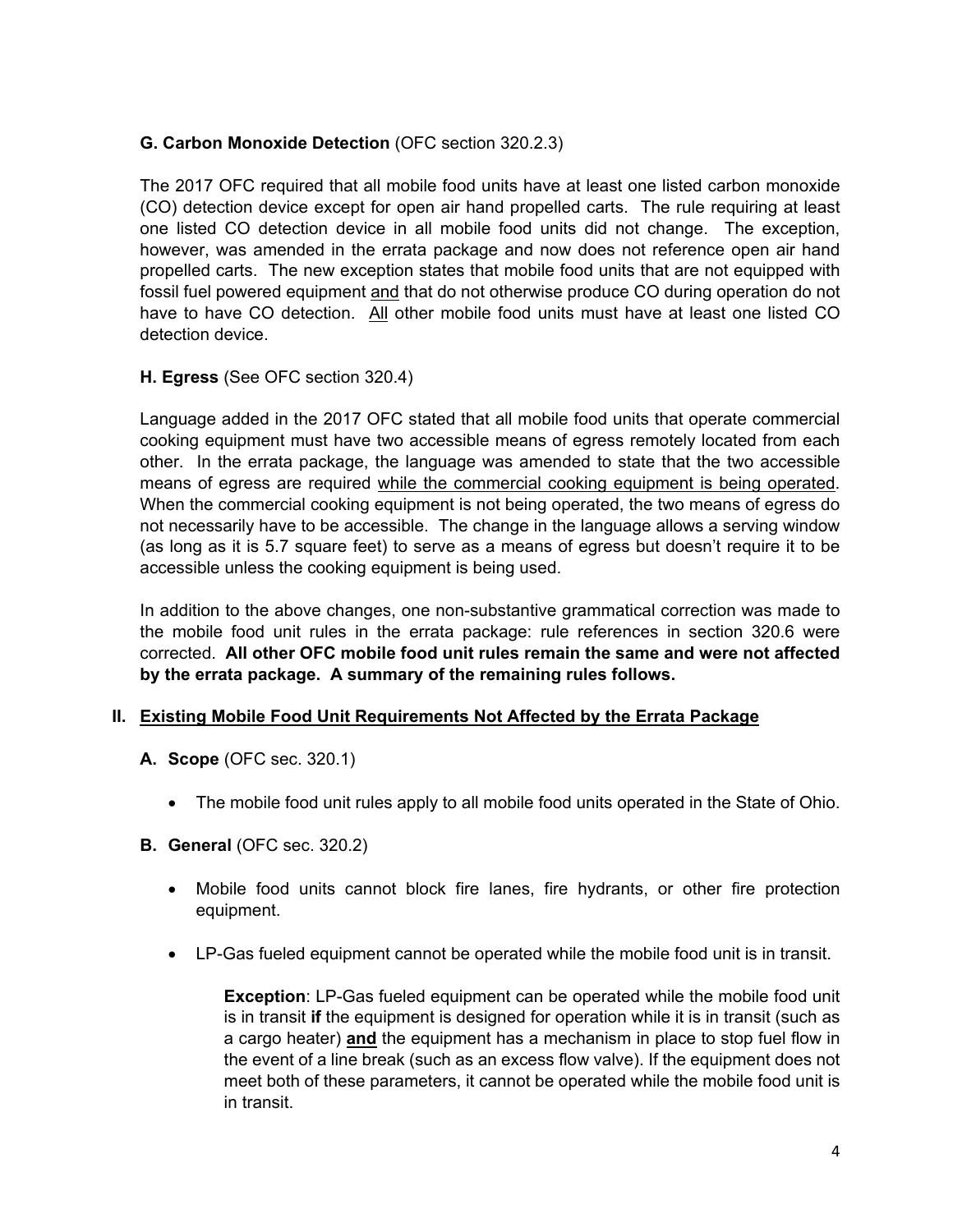**G. Carbon Monoxide Detection** (OFC section 320.2.3)

The 2017 OFC required that all mobile food units have at least one listed carbon monoxide (CO) detection device except for open air hand propelled carts. The rule requiring at least one listed CO detection device in all mobile food units did not change. The exception, however, was amended in the errata package and now does not reference open air hand propelled carts. The new exception states that mobile food units that are not equipped with fossil fuel powered equipment <u>and</u> that do not otherwise produce CO during operation do not have to have CO detection. <u>All</u> other mobile food units must have at least one listed CO detection device.

**H. Egress** (See OFC section 320.4)

Language added in the 2017 OFC stated that all mobile food units that operate commercial cooking equipment must have two accessible means of egress remotely located from each other. In the errata package, the language was amended to state that the two accessible means of egress are required <u>while the commercial cooking equipment is being operated</u>. When the commercial cooking equipment is not being operated, the two means of egress do not necessarily have to be accessible. The change in the language allows a serving window (as long as it is 5.7 square feet) to serve as a means of egress but doesn't require it to be accessible unless the cooking equipment is being used.

In addition to the above changes, one non-substantive grammatical correction was made to the mobile food unit rules in the errata package: rule references in section 320.6 were corrected. **All other OFC mobile food unit rules remain the same and were not affected by the errata package. A summary of the remaining rules follows.**

## II. <u>Existing Mobile Food Unit Requirements Not Affected by the Errata Package</u>

**A. Scope** (OFC sec. 320.1)

- The mobile food unit rules apply to all mobile food units operated in the State of Ohio.

**B. General** (OFC sec. 320.2)

- Mobile food units cannot block fire lanes, fire hydrants, or other fire protection equipment.
- LP-Gas fueled equipment cannot be operated while the mobile food unit is in transit.

  **Exception**: LP-Gas fueled equipment can be operated while the mobile food unit is in transit **if** the equipment is designed for operation while it is in transit (such as a cargo heater) <u>**and**</u> the equipment has a mechanism in place to stop fuel flow in the event of a line break (such as an excess flow valve). If the equipment does not meet both of these parameters, it cannot be operated while the mobile food unit is in transit.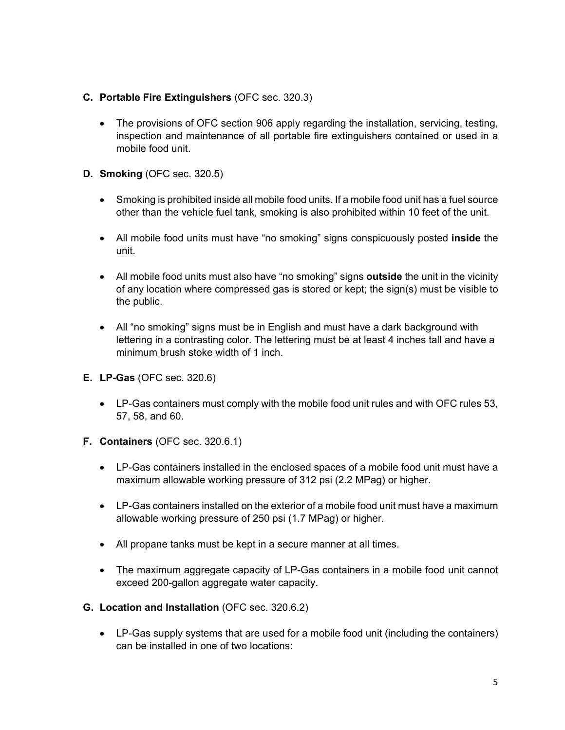**C. Portable Fire Extinguishers** (OFC sec. 320.3)

- The provisions of OFC section 906 apply regarding the installation, servicing, testing, inspection and maintenance of all portable fire extinguishers contained or used in a mobile food unit.

**D. Smoking** (OFC sec. 320.5)

- Smoking is prohibited inside all mobile food units. If a mobile food unit has a fuel source other than the vehicle fuel tank, smoking is also prohibited within 10 feet of the unit.
- All mobile food units must have "no smoking" signs conspicuously posted **inside** the unit.
- All mobile food units must also have "no smoking" signs **outside** the unit in the vicinity of any location where compressed gas is stored or kept; the sign(s) must be visible to the public.
- All "no smoking" signs must be in English and must have a dark background with lettering in a contrasting color. The lettering must be at least 4 inches tall and have a minimum brush stoke width of 1 inch.

**E. LP-Gas** (OFC sec. 320.6)

- LP-Gas containers must comply with the mobile food unit rules and with OFC rules 53, 57, 58, and 60.

**F. Containers** (OFC sec. 320.6.1)

- LP-Gas containers installed in the enclosed spaces of a mobile food unit must have a maximum allowable working pressure of 312 psi (2.2 MPag) or higher.
- LP-Gas containers installed on the exterior of a mobile food unit must have a maximum allowable working pressure of 250 psi (1.7 MPag) or higher.
- All propane tanks must be kept in a secure manner at all times.
- The maximum aggregate capacity of LP-Gas containers in a mobile food unit cannot exceed 200-gallon aggregate water capacity.

**G. Location and Installation** (OFC sec. 320.6.2)

- LP-Gas supply systems that are used for a mobile food unit (including the containers) can be installed in one of two locations: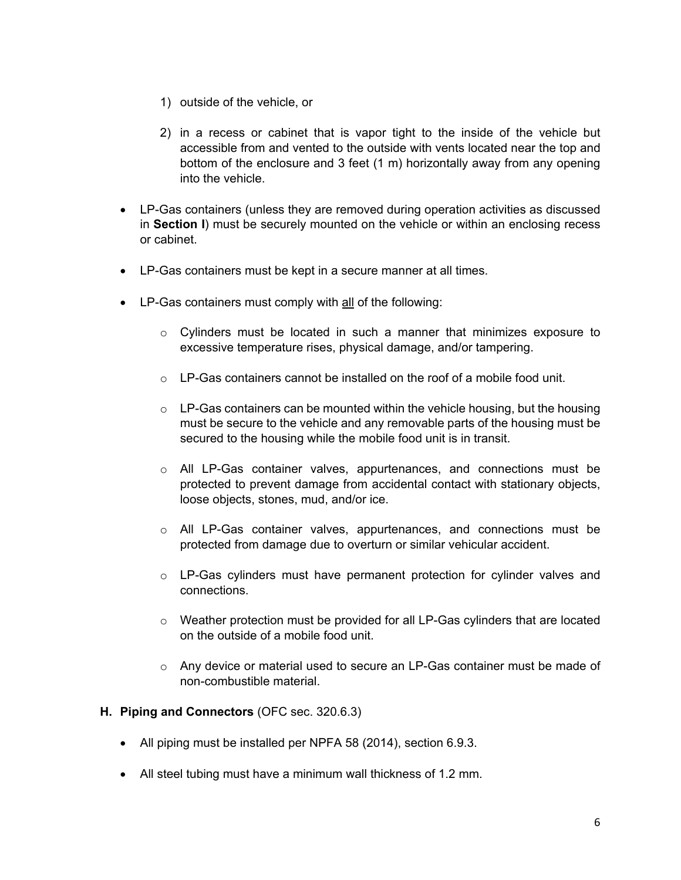1) outside of the vehicle, or

2) in a recess or cabinet that is vapor tight to the inside of the vehicle but accessible from and vented to the outside with vents located near the top and bottom of the enclosure and 3 feet (1 m) horizontally away from any opening into the vehicle.

- LP-Gas containers (unless they are removed during operation activities as discussed in **Section I**) must be securely mounted on the vehicle or within an enclosing recess or cabinet.

- LP-Gas containers must be kept in a secure manner at all times.

- LP-Gas containers must comply with <u>all</u> of the following:

  - Cylinders must be located in such a manner that minimizes exposure to excessive temperature rises, physical damage, and/or tampering.

  - LP-Gas containers cannot be installed on the roof of a mobile food unit.

  - LP-Gas containers can be mounted within the vehicle housing, but the housing must be secure to the vehicle and any removable parts of the housing must be secured to the housing while the mobile food unit is in transit.

  - All LP-Gas container valves, appurtenances, and connections must be protected to prevent damage from accidental contact with stationary objects, loose objects, stones, mud, and/or ice.

  - All LP-Gas container valves, appurtenances, and connections must be protected from damage due to overturn or similar vehicular accident.

  - LP-Gas cylinders must have permanent protection for cylinder valves and connections.

  - Weather protection must be provided for all LP-Gas cylinders that are located on the outside of a mobile food unit.

  - Any device or material used to secure an LP-Gas container must be made of non-combustible material.

### H. Piping and Connectors (OFC sec. 320.6.3)

- All piping must be installed per NPFA 58 (2014), section 6.9.3.

- All steel tubing must have a minimum wall thickness of 1.2 mm.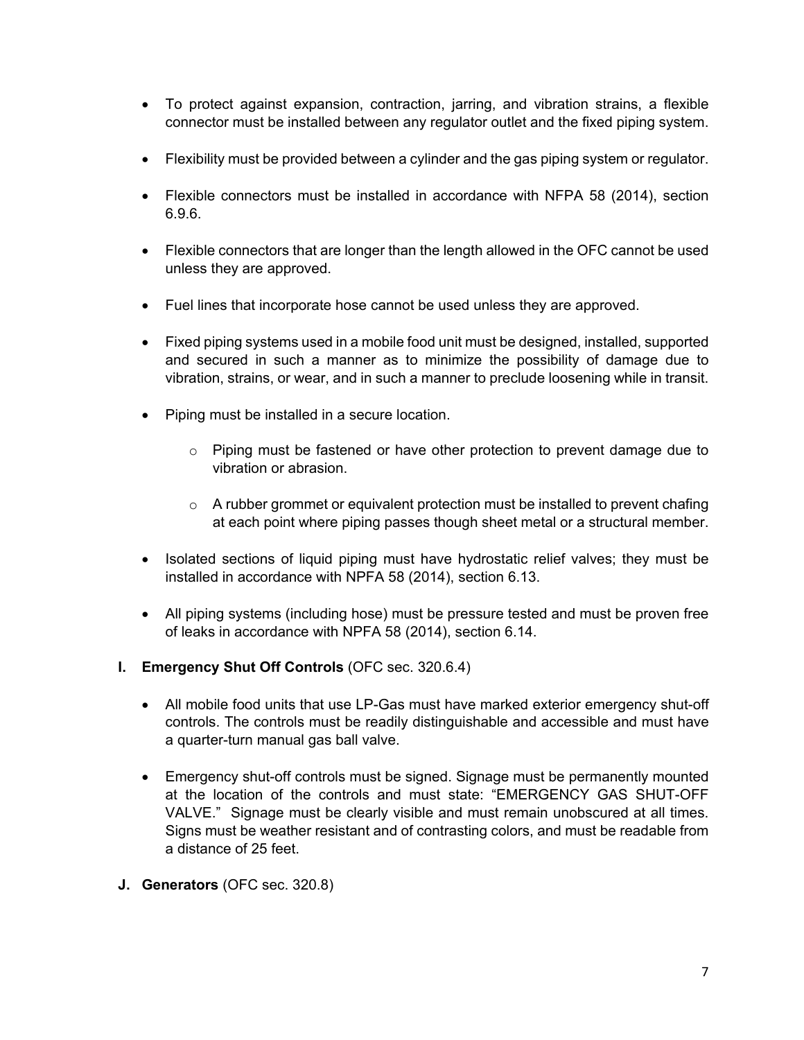- To protect against expansion, contraction, jarring, and vibration strains, a flexible connector must be installed between any regulator outlet and the fixed piping system.

- Flexibility must be provided between a cylinder and the gas piping system or regulator.

- Flexible connectors must be installed in accordance with NFPA 58 (2014), section 6.9.6.

- Flexible connectors that are longer than the length allowed in the OFC cannot be used unless they are approved.

- Fuel lines that incorporate hose cannot be used unless they are approved.

- Fixed piping systems used in a mobile food unit must be designed, installed, supported and secured in such a manner as to minimize the possibility of damage due to vibration, strains, or wear, and in such a manner to preclude loosening while in transit.

- Piping must be installed in a secure location.

  - Piping must be fastened or have other protection to prevent damage due to vibration or abrasion.

  - A rubber grommet or equivalent protection must be installed to prevent chafing at each point where piping passes though sheet metal or a structural member.

- Isolated sections of liquid piping must have hydrostatic relief valves; they must be installed in accordance with NPFA 58 (2014), section 6.13.

- All piping systems (including hose) must be pressure tested and must be proven free of leaks in accordance with NPFA 58 (2014), section 6.14.

**I. Emergency Shut Off Controls** (OFC sec. 320.6.4)

- All mobile food units that use LP-Gas must have marked exterior emergency shut-off controls. The controls must be readily distinguishable and accessible and must have a quarter-turn manual gas ball valve.

- Emergency shut-off controls must be signed. Signage must be permanently mounted at the location of the controls and must state: "EMERGENCY GAS SHUT-OFF VALVE." Signage must be clearly visible and must remain unobscured at all times. Signs must be weather resistant and of contrasting colors, and must be readable from a distance of 25 feet.

**J. Generators** (OFC sec. 320.8)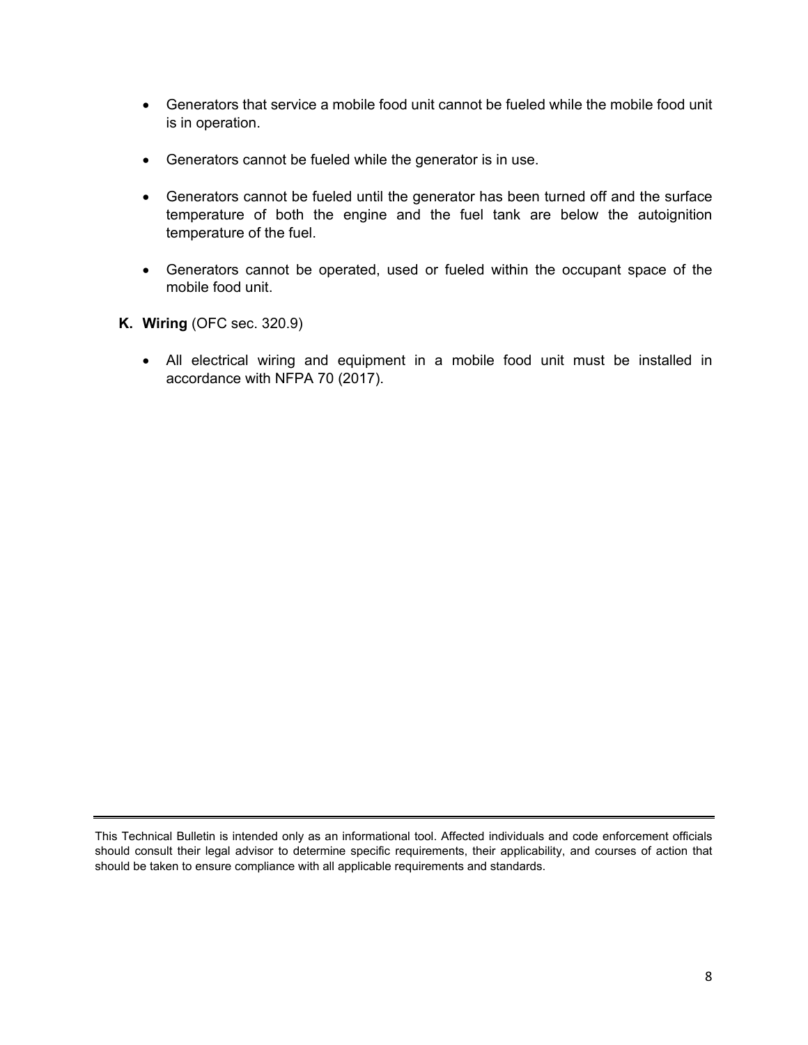- Generators that service a mobile food unit cannot be fueled while the mobile food unit is in operation.

- Generators cannot be fueled while the generator is in use.

- Generators cannot be fueled until the generator has been turned off and the surface temperature of both the engine and the fuel tank are below the autoignition temperature of the fuel.

- Generators cannot be operated, used or fueled within the occupant space of the mobile food unit.

**K. Wiring** (OFC sec. 320.9)

- All electrical wiring and equipment in a mobile food unit must be installed in accordance with NFPA 70 (2017).

This Technical Bulletin is intended only as an informational tool. Affected individuals and code enforcement officials should consult their legal advisor to determine specific requirements, their applicability, and courses of action that should be taken to ensure compliance with all applicable requirements and standards.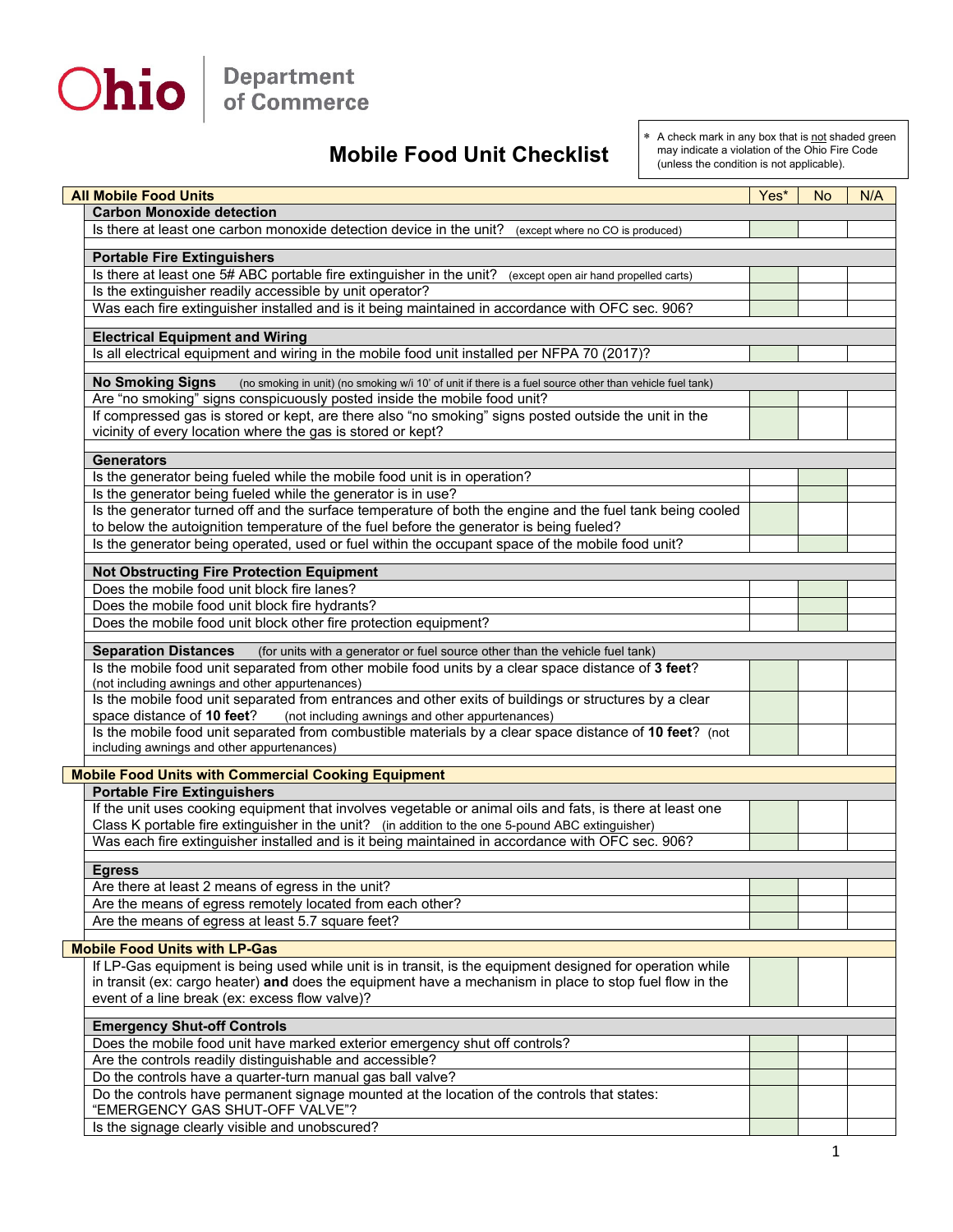Ohio Department of Commerce

# Mobile Food Unit Checklist

\* A check mark in any box that is not shaded green may indicate a violation of the Ohio Fire Code (unless the condition is not applicable).

| All Mobile Food Units | Yes* | No | N/A |
|---|---|---|---|
| **Carbon Monoxide detection** | | | |
| Is there at least one carbon monoxide detection device in the unit? (except where no CO is produced) | | | |
| **Portable Fire Extinguishers** | | | |
| Is there at least one 5# ABC portable fire extinguisher in the unit? (except open air hand propelled carts) | | | |
| Is the extinguisher readily accessible by unit operator? | | | |
| Was each fire extinguisher installed and is it being maintained in accordance with OFC sec. 906? | | | |
| **Electrical Equipment and Wiring** | | | |
| Is all electrical equipment and wiring in the mobile food unit installed per NFPA 70 (2017)? | | | |
| **No Smoking Signs** (no smoking in unit) (no smoking w/i 10' of unit if there is a fuel source other than vehicle fuel tank) | | | |
| Are "no smoking" signs conspicuously posted inside the mobile food unit? | | | |
| If compressed gas is stored or kept, are there also "no smoking" signs posted outside the unit in the vicinity of every location where the gas is stored or kept? | | | |
| **Generators** | | | |
| Is the generator being fueled while the mobile food unit is in operation? | | | |
| Is the generator being fueled while the generator is in use? | | | |
| Is the generator turned off and the surface temperature of both the engine and the fuel tank being cooled to below the autoignition temperature of the fuel before the generator is being fueled? | | | |
| Is the generator being operated, used or fuel within the occupant space of the mobile food unit? | | | |
| **Not Obstructing Fire Protection Equipment** | | | |
| Does the mobile food unit block fire lanes? | | | |
| Does the mobile food unit block fire hydrants? | | | |
| Does the mobile food unit block other fire protection equipment? | | | |
| **Separation Distances** (for units with a generator or fuel source other than the vehicle fuel tank) | | | |
| Is the mobile food unit separated from other mobile food units by a clear space distance of **3 feet**? (not including awnings and other appurtenances) | | | |
| Is the mobile food unit separated from entrances and other exits of buildings or structures by a clear space distance of **10 feet**? (not including awnings and other appurtenances) | | | |
| Is the mobile food unit separated from combustible materials by a clear space distance of **10 feet**? (not including awnings and other appurtenances) | | | |
| **Mobile Food Units with Commercial Cooking Equipment** | | | |
| **Portable Fire Extinguishers** | | | |
| If the unit uses cooking equipment that involves vegetable or animal oils and fats, is there at least one Class K portable fire extinguisher in the unit? (in addition to the one 5-pound ABC extinguisher) | | | |
| Was each fire extinguisher installed and is it being maintained in accordance with OFC sec. 906? | | | |
| **Egress** | | | |
| Are there at least 2 means of egress in the unit? | | | |
| Are the means of egress remotely located from each other? | | | |
| Are the means of egress at least 5.7 square feet? | | | |
| **Mobile Food Units with LP-Gas** | | | |
| If LP-Gas equipment is being used while unit is in transit, is the equipment designed for operation while in transit (ex: cargo heater) **and** does the equipment have a mechanism in place to stop fuel flow in the event of a line break (ex: excess flow valve)? | | | |
| **Emergency Shut-off Controls** | | | |
| Does the mobile food unit have marked exterior emergency shut off controls? | | | |
| Are the controls readily distinguishable and accessible? | | | |
| Do the controls have a quarter-turn manual gas ball valve? | | | |
| Do the controls have permanent signage mounted at the location of the controls that states: "EMERGENCY GAS SHUT-OFF VALVE"? | | | |
| Is the signage clearly visible and unobscured? | | | |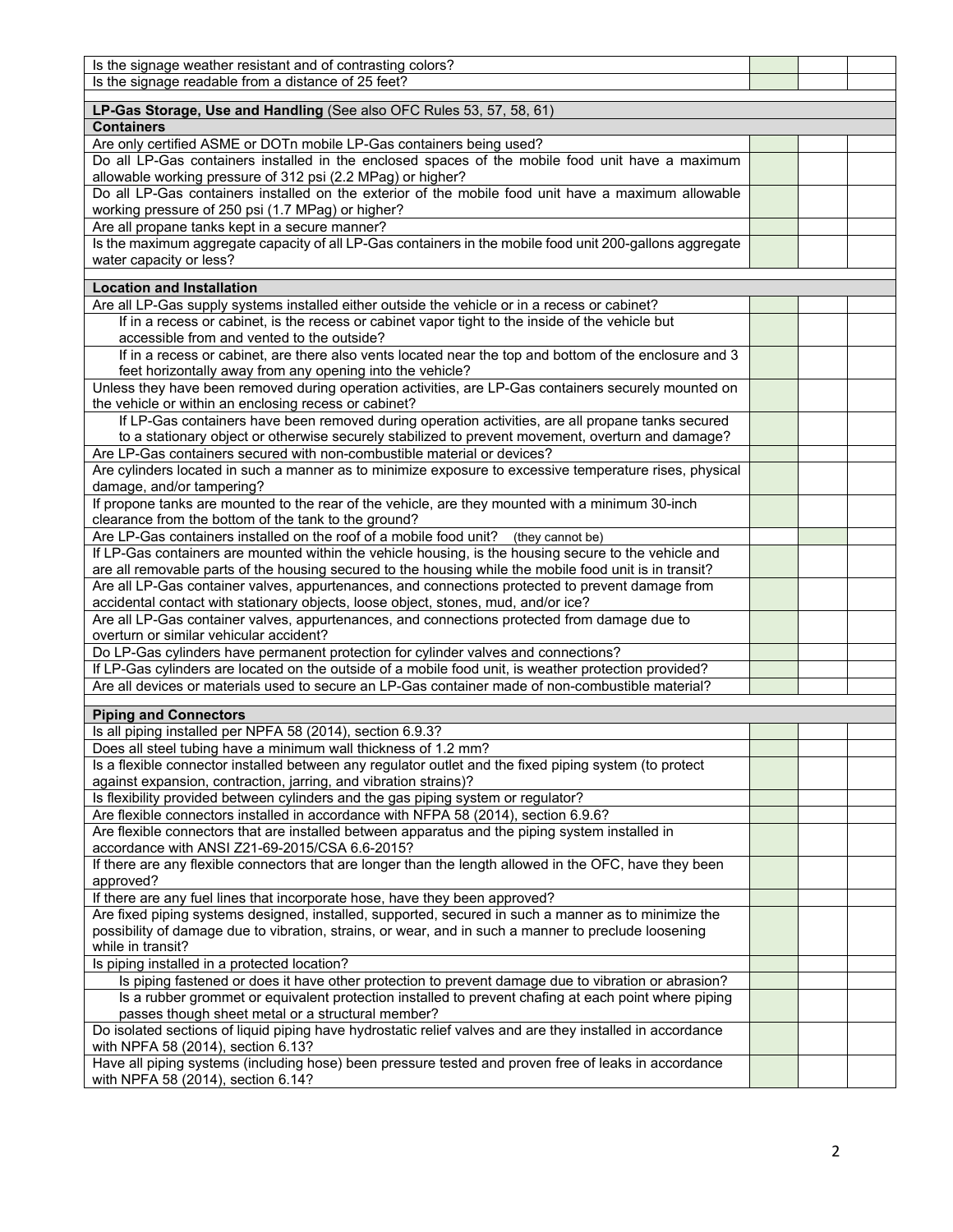| Item | | | |
|---|---|---|---|
| Is the signage weather resistant and of contrasting colors? | | | |
| Is the signage readable from a distance of 25 feet? | | | |
| | | | |
| **LP-Gas Storage, Use and Handling** (See also OFC Rules 53, 57, 58, 61) | | | |
| **Containers** | | | |
| Are only certified ASME or DOTn mobile LP-Gas containers being used? | | | |
| Do all LP-Gas containers installed in the enclosed spaces of the mobile food unit have a maximum allowable working pressure of 312 psi (2.2 MPag) or higher? | | | |
| Do all LP-Gas containers installed on the exterior of the mobile food unit have a maximum allowable working pressure of 250 psi (1.7 MPag) or higher? | | | |
| Are all propane tanks kept in a secure manner? | | | |
| Is the maximum aggregate capacity of all LP-Gas containers in the mobile food unit 200-gallons aggregate water capacity or less? | | | |
| | | | |
| **Location and Installation** | | | |
| Are all LP-Gas supply systems installed either outside the vehicle or in a recess or cabinet? | | | |
| If in a recess or cabinet, is the recess or cabinet vapor tight to the inside of the vehicle but accessible from and vented to the outside? | | | |
| If in a recess or cabinet, are there also vents located near the top and bottom of the enclosure and 3 feet horizontally away from any opening into the vehicle? | | | |
| Unless they have been removed during operation activities, are LP-Gas containers securely mounted on the vehicle or within an enclosing recess or cabinet? | | | |
| If LP-Gas containers have been removed during operation activities, are all propane tanks secured to a stationary object or otherwise securely stabilized to prevent movement, overturn and damage? | | | |
| Are LP-Gas containers secured with non-combustible material or devices? | | | |
| Are cylinders located in such a manner as to minimize exposure to excessive temperature rises, physical damage, and/or tampering? | | | |
| If propone tanks are mounted to the rear of the vehicle, are they mounted with a minimum 30-inch clearance from the bottom of the tank to the ground? | | | |
| Are LP-Gas containers installed on the roof of a mobile food unit? (they cannot be) | | | |
| If LP-Gas containers are mounted within the vehicle housing, is the housing secure to the vehicle and are all removable parts of the housing secured to the housing while the mobile food unit is in transit? | | | |
| Are all LP-Gas container valves, appurtenances, and connections protected to prevent damage from accidental contact with stationary objects, loose object, stones, mud, and/or ice? | | | |
| Are all LP-Gas container valves, appurtenances, and connections protected from damage due to overturn or similar vehicular accident? | | | |
| Do LP-Gas cylinders have permanent protection for cylinder valves and connections? | | | |
| If LP-Gas cylinders are located on the outside of a mobile food unit, is weather protection provided? | | | |
| Are all devices or materials used to secure an LP-Gas container made of non-combustible material? | | | |
| | | | |
| **Piping and Connectors** | | | |
| Is all piping installed per NPFA 58 (2014), section 6.9.3? | | | |
| Does all steel tubing have a minimum wall thickness of 1.2 mm? | | | |
| Is a flexible connector installed between any regulator outlet and the fixed piping system (to protect against expansion, contraction, jarring, and vibration strains)? | | | |
| Is flexibility provided between cylinders and the gas piping system or regulator? | | | |
| Are flexible connectors installed in accordance with NFPA 58 (2014), section 6.9.6? | | | |
| Are flexible connectors that are installed between apparatus and the piping system installed in accordance with ANSI Z21-69-2015/CSA 6.6-2015? | | | |
| If there are any flexible connectors that are longer than the length allowed in the OFC, have they been approved? | | | |
| If there are any fuel lines that incorporate hose, have they been approved? | | | |
| Are fixed piping systems designed, installed, supported, secured in such a manner as to minimize the possibility of damage due to vibration, strains, or wear, and in such a manner to preclude loosening while in transit? | | | |
| Is piping installed in a protected location? | | | |
| Is piping fastened or does it have other protection to prevent damage due to vibration or abrasion? | | | |
| Is a rubber grommet or equivalent protection installed to prevent chafing at each point where piping passes though sheet metal or a structural member? | | | |
| Do isolated sections of liquid piping have hydrostatic relief valves and are they installed in accordance with NPFA 58 (2014), section 6.13? | | | |
| Have all piping systems (including hose) been pressure tested and proven free of leaks in accordance with NPFA 58 (2014), section 6.14? | | | |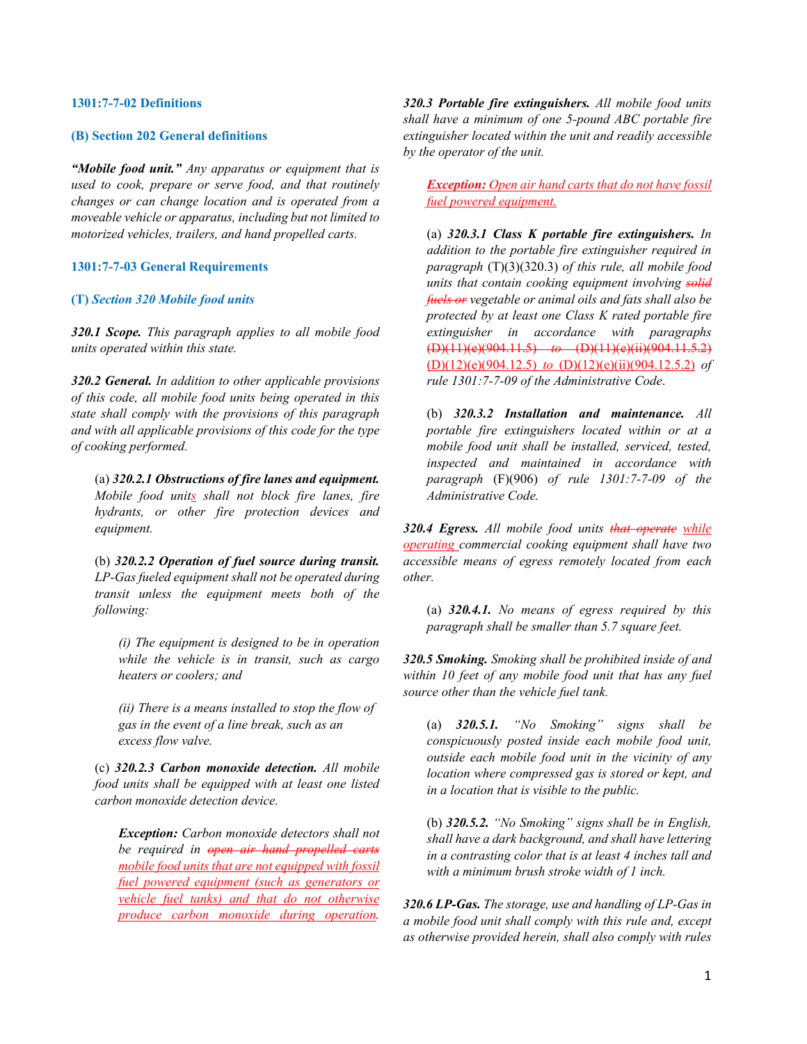**1301:7-7-02 Definitions**

**(B) Section 202 General definitions**

***"Mobile food unit."*** *Any apparatus or equipment that is used to cook, prepare or serve food, and that routinely changes or can change location and is operated from a moveable vehicle or apparatus, including but not limited to motorized vehicles, trailers, and hand propelled carts.*

**1301:7-7-03 General Requirements**

**(T) *Section 320 Mobile food units***

***320.1 Scope.*** *This paragraph applies to all mobile food units operated within this state.*

***320.2 General.*** *In addition to other applicable provisions of this code, all mobile food units being operated in this state shall comply with the provisions of this paragraph and with all applicable provisions of this code for the type of cooking performed.*

(a) ***320.2.1 Obstructions of fire lanes and equipment.*** *Mobile food units shall not block fire lanes, fire hydrants, or other fire protection devices and equipment.*

(b) ***320.2.2 Operation of fuel source during transit.*** *LP-Gas fueled equipment shall not be operated during transit unless the equipment meets both of the following:*

*(i) The equipment is designed to be in operation while the vehicle is in transit, such as cargo heaters or coolers; and*

*(ii) There is a means installed to stop the flow of gas in the event of a line break, such as an excess flow valve.*

(c) ***320.2.3 Carbon monoxide detection.*** *All mobile food units shall be equipped with at least one listed carbon monoxide detection device.*

***Exception:*** *Carbon monoxide detectors shall not be required in ~~open air hand propelled carts~~ mobile food units that are not equipped with fossil fuel powered equipment (such as generators or vehicle fuel tanks) and that do not otherwise produce carbon monoxide during operation.*

***320.3 Portable fire extinguishers.*** *All mobile food units shall have a minimum of one 5-pound ABC portable fire extinguisher located within the unit and readily accessible by the operator of the unit.*

***Exception:*** *Open air hand carts that do not have fossil fuel powered equipment.*

(a) ***320.3.1 Class K portable fire extinguishers.*** *In addition to the portable fire extinguisher required in paragraph* (T)(3)(320.3) *of this rule, all mobile food units that contain cooking equipment involving ~~solid fuels or~~ vegetable or animal oils and fats shall also be protected by at least one Class K rated portable fire extinguisher in accordance with paragraphs* ~~(D)(11)(e)(904.11.5) *to* (D)(11)(e)(ii)(904.11.5.2)~~ (D)(12)(e)(904.12.5) *to* (D)(12)(e)(ii)(904.12.5.2) *of rule 1301:7-7-09 of the Administrative Code.*

(b) ***320.3.2 Installation and maintenance.*** *All portable fire extinguishers located within or at a mobile food unit shall be installed, serviced, tested, inspected and maintained in accordance with paragraph* (F)(906) *of rule 1301:7-7-09 of the Administrative Code.*

***320.4 Egress.*** *All mobile food units ~~that operate~~ while operating commercial cooking equipment shall have two accessible means of egress remotely located from each other.*

(a) ***320.4.1.*** *No means of egress required by this paragraph shall be smaller than 5.7 square feet.*

***320.5 Smoking.*** *Smoking shall be prohibited inside of and within 10 feet of any mobile food unit that has any fuel source other than the vehicle fuel tank.*

(a) ***320.5.1.*** *"No Smoking" signs shall be conspicuously posted inside each mobile food unit, outside each mobile food unit in the vicinity of any location where compressed gas is stored or kept, and in a location that is visible to the public.*

(b) ***320.5.2.*** *"No Smoking" signs shall be in English, shall have a dark background, and shall have lettering in a contrasting color that is at least 4 inches tall and with a minimum brush stroke width of 1 inch.*

***320.6 LP-Gas.*** *The storage, use and handling of LP-Gas in a mobile food unit shall comply with this rule and, except as otherwise provided herein, shall also comply with rules*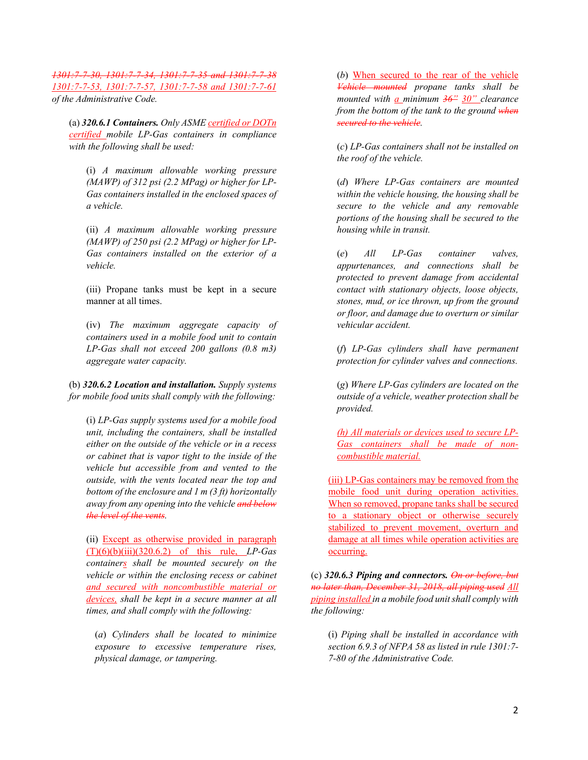~~1301:7-7-30, 1301:7-7-34, 1301:7-7-35 and 1301:7-7-38~~ <u>1301:7-7-53, 1301:7-7-57, 1301:7-7-58 and 1301:7-7-61</u> *of the Administrative Code.*

(a) ***320.6.1 Containers.*** *Only ASME* <u>*certified or DOTn certified*</u> *mobile LP-Gas containers in compliance with the following shall be used:*

(i) *A maximum allowable working pressure (MAWP) of 312 psi (2.2 MPag) or higher for LP-Gas containers installed in the enclosed spaces of a vehicle.*

(ii) *A maximum allowable working pressure (MAWP) of 250 psi (2.2 MPag) or higher for LP-Gas containers installed on the exterior of a vehicle.*

(iii) Propane tanks must be kept in a secure manner at all times.

(iv) *The maximum aggregate capacity of containers used in a mobile food unit to contain LP-Gas shall not exceed 200 gallons (0.8 m3) aggregate water capacity.*

(b) ***320.6.2 Location and installation.*** *Supply systems for mobile food units shall comply with the following:*

(i) *LP-Gas supply systems used for a mobile food unit, including the containers, shall be installed either on the outside of the vehicle or in a recess or cabinet that is vapor tight to the inside of the vehicle but accessible from and vented to the outside, with the vents located near the top and bottom of the enclosure and 1 m (3 ft) horizontally away from any opening into the vehicle* ~~*and below the level of the vents*~~*.*

(ii) <u>Except as otherwise provided in paragraph (T)(6)(b)(iii)(320.6.2) of this rule,</u> *LP-Gas container*<u>*s*</u> *shall be mounted securely on the vehicle or within the enclosing recess or cabinet* <u>*and secured with noncombustible material or devices,*</u> *shall be kept in a secure manner at all times, and shall comply with the following:*

(*a*) *Cylinders shall be located to minimize exposure to excessive temperature rises, physical damage, or tampering.*

(*b*) <u>When secured to the rear of the vehicle</u> ~~*Vehicle mounted*~~ *propane tanks shall be mounted with* <u>*a*</u> *minimum* ~~*36"*~~ <u>*30"*</u> *clearance from the bottom of the tank to the ground* ~~*when secured to the vehicle*~~*.*

(*c*) *LP-Gas containers shall not be installed on the roof of the vehicle.*

(*d*) *Where LP-Gas containers are mounted within the vehicle housing, the housing shall be secure to the vehicle and any removable portions of the housing shall be secured to the housing while in transit.*

(*e*) *All LP-Gas container valves, appurtenances, and connections shall be protected to prevent damage from accidental contact with stationary objects, loose objects, stones, mud, or ice thrown, up from the ground or floor, and damage due to overturn or similar vehicular accident.*

(*f*) *LP-Gas cylinders shall have permanent protection for cylinder valves and connections.*

(*g*) *Where LP-Gas cylinders are located on the outside of a vehicle, weather protection shall be provided.*

<u>*(h) All materials or devices used to secure LP-Gas containers shall be made of non-combustible material.*</u>

<u>(iii) LP-Gas containers may be removed from the mobile food unit during operation activities. When so removed, propane tanks shall be secured to a stationary object or otherwise securely stabilized to prevent movement, overturn and damage at all times while operation activities are occurring.</u>

(c) ***320.6.3 Piping and connectors.*** ~~*On or before, but no later than, December 31, 2018, all piping used*~~ <u>*All piping installed*</u> *in a mobile food unit shall comply with the following:*

(i) *Piping shall be installed in accordance with section 6.9.3 of NFPA 58 as listed in rule 1301:7-7-80 of the Administrative Code.*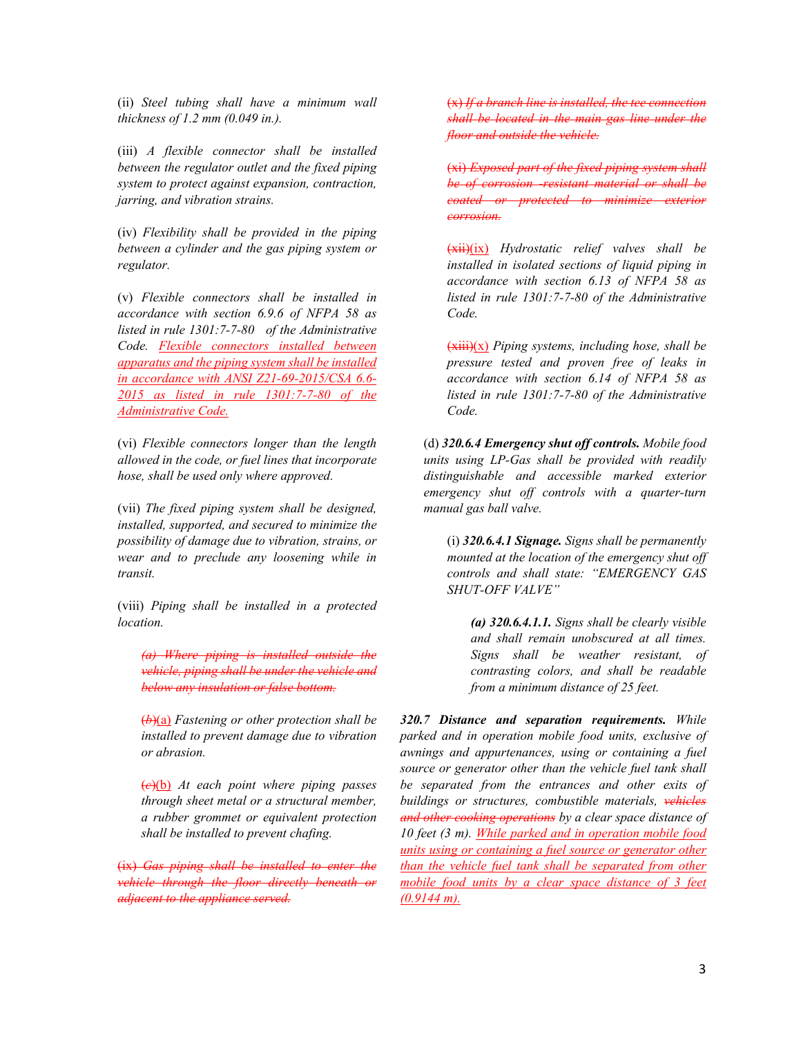(ii) *Steel tubing shall have a minimum wall thickness of 1.2 mm (0.049 in.).*

(iii) *A flexible connector shall be installed between the regulator outlet and the fixed piping system to protect against expansion, contraction, jarring, and vibration strains.*

(iv) *Flexibility shall be provided in the piping between a cylinder and the gas piping system or regulator.*

(v) *Flexible connectors shall be installed in accordance with section 6.9.6 of NFPA 58 as listed in rule 1301:7-7-80 of the Administrative Code.* <u>*Flexible connectors installed between apparatus and the piping system shall be installed in accordance with ANSI Z21-69-2015/CSA 6.6-2015 as listed in rule 1301:7-7-80 of the Administrative Code.*</u>

(vi) *Flexible connectors longer than the length allowed in the code, or fuel lines that incorporate hose, shall be used only where approved.*

(vii) *The fixed piping system shall be designed, installed, supported, and secured to minimize the possibility of damage due to vibration, strains, or wear and to preclude any loosening while in transit.*

(viii) *Piping shall be installed in a protected location.*

~~*(a) Where piping is installed outside the vehicle, piping shall be under the vehicle and below any insulation or false bottom.*~~

~~*(b)*~~<u>(a)</u> *Fastening or other protection shall be installed to prevent damage due to vibration or abrasion.*

~~*(c)*~~<u>(b)</u> *At each point where piping passes through sheet metal or a structural member, a rubber grommet or equivalent protection shall be installed to prevent chafing.*

~~(ix) *Gas piping shall be installed to enter the vehicle through the floor directly beneath or adjacent to the appliance served.*~~

~~(x) *If a branch line is installed, the tee connection shall be located in the main gas line under the floor and outside the vehicle.*~~

~~(xi) *Exposed part of the fixed piping system shall be of corrosion -resistant material or shall be coated or protected to minimize exterior corrosion.*~~

~~(xii)~~<u>(ix)</u> *Hydrostatic relief valves shall be installed in isolated sections of liquid piping in accordance with section 6.13 of NFPA 58 as listed in rule 1301:7-7-80 of the Administrative Code.*

~~(xiii)~~<u>(x)</u> *Piping systems, including hose, shall be pressure tested and proven free of leaks in accordance with section 6.14 of NFPA 58 as listed in rule 1301:7-7-80 of the Administrative Code.*

(d) ***320.6.4 Emergency shut off controls.*** *Mobile food units using LP-Gas shall be provided with readily distinguishable and accessible marked exterior emergency shut off controls with a quarter-turn manual gas ball valve.*

(i) ***320.6.4.1 Signage.*** *Signs shall be permanently mounted at the location of the emergency shut off controls and shall state: "EMERGENCY GAS SHUT-OFF VALVE"*

***(a) 320.6.4.1.1.*** *Signs shall be clearly visible and shall remain unobscured at all times. Signs shall be weather resistant, of contrasting colors, and shall be readable from a minimum distance of 25 feet.*

***320.7 Distance and separation requirements.*** *While parked and in operation mobile food units, exclusive of awnings and appurtenances, using or containing a fuel source or generator other than the vehicle fuel tank shall be separated from the entrances and other exits of buildings or structures, combustible materials,* ~~*vehicles and other cooking operations*~~ *by a clear space distance of 10 feet (3 m).* <u>*While parked and in operation mobile food units using or containing a fuel source or generator other than the vehicle fuel tank shall be separated from other mobile food units by a clear space distance of 3 feet (0.9144 m).*</u>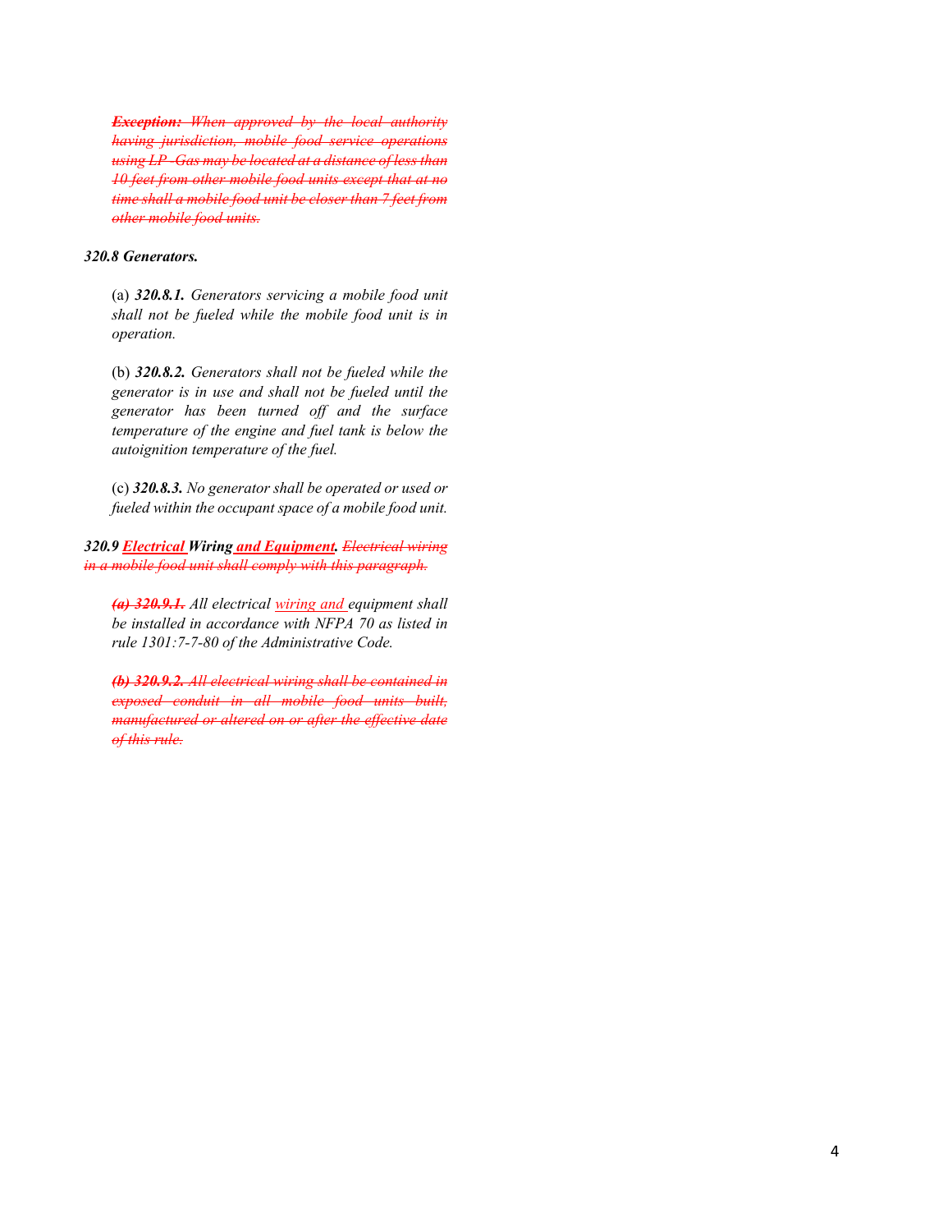~~***Exception:*** *When approved by the local authority having jurisdiction, mobile food service operations using LP -Gas may be located at a distance of less than 10 feet from other mobile food units except that at no time shall a mobile food unit be closer than 7 feet from other mobile food units.*~~

***320.8 Generators.***

(a) ***320.8.1.*** *Generators servicing a mobile food unit shall not be fueled while the mobile food unit is in operation.*

(b) ***320.8.2.*** *Generators shall not be fueled while the generator is in use and shall not be fueled until the generator has been turned off and the surface temperature of the engine and fuel tank is below the autoignition temperature of the fuel.*

(c) ***320.8.3.*** *No generator shall be operated or used or fueled within the occupant space of a mobile food unit.*

***320.9 <u>Electrical</u> Wiring <u>and Equipment</u>.*** ~~*Electrical wiring in a mobile food unit shall comply with this paragraph.*~~

~~***(a) 320.9.1.***~~ *All electrical <u>wiring and</u> equipment shall be installed in accordance with NFPA 70 as listed in rule 1301:7-7-80 of the Administrative Code.*

~~***(b) 320.9.2.*** *All electrical wiring shall be contained in exposed conduit in all mobile food units built, manufactured or altered on or after the effective date of this rule.*~~